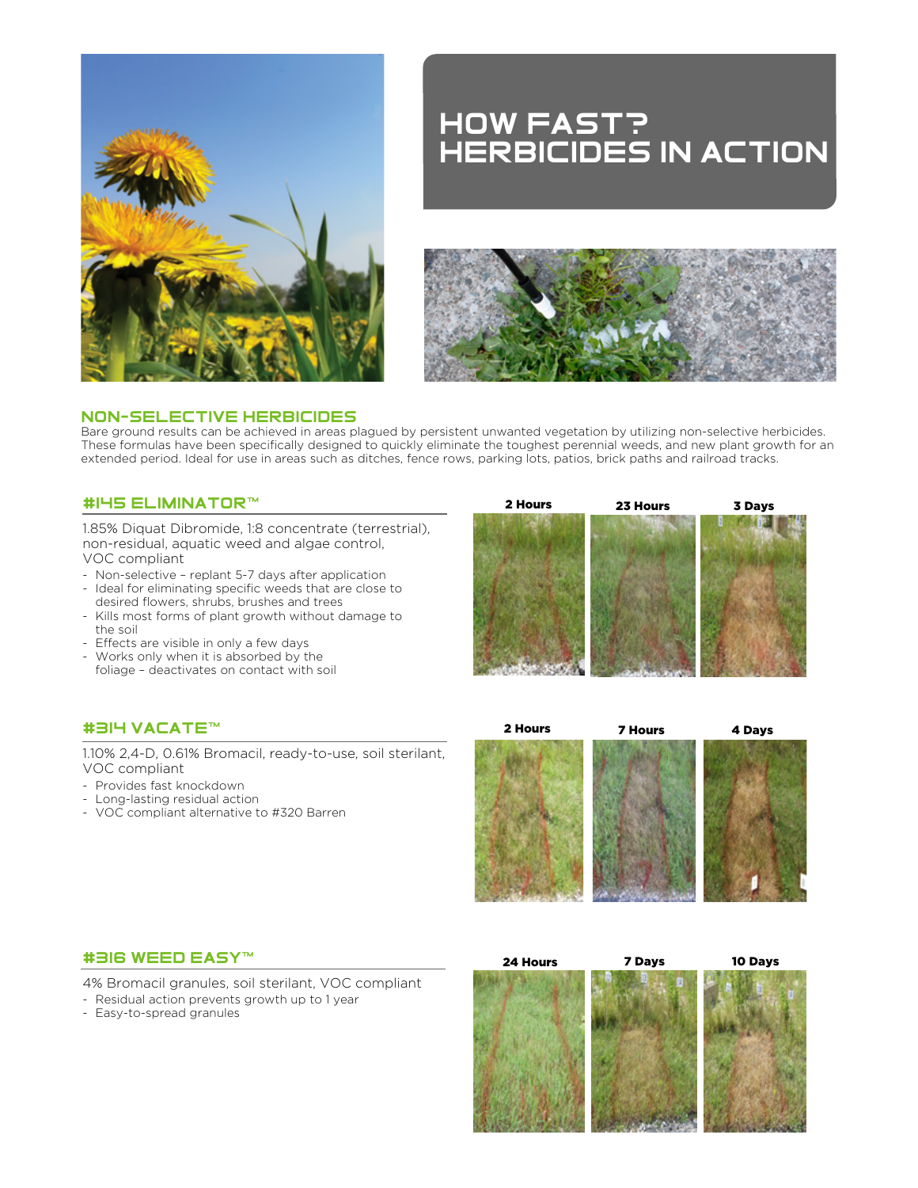# HOW FAST? HERBICIDES IN ACTION

## NON-SELECTIVE HERBICIDES

Bare ground results can be achieved in areas plagued by persistent unwanted vegetation by utilizing non-selective herbicides. These formulas have been specifically designed to quickly eliminate the toughest perennial weeds, and new plant growth for an extended period. Ideal for use in areas such as ditches, fence rows, parking lots, patios, brick paths and railroad tracks.

### #145 ELIMINATOR™

1.85% Diquat Dibromide, 1:8 concentrate (terrestrial), non-residual, aquatic weed and algae control, VOC compliant

- Non-selective – replant 5-7 days after application
- Ideal for eliminating specific weeds that are close to desired flowers, shrubs, brushes and trees
- Kills most forms of plant growth without damage to the soil
- Effects are visible in only a few days
- Works only when it is absorbed by the foliage – deactivates on contact with soil

2 Hours | 23 Hours | 3 Days

### #314 VACATE™

1.10% 2,4-D, 0.61% Bromacil, ready-to-use, soil sterilant, VOC compliant

- Provides fast knockdown
- Long-lasting residual action
- VOC compliant alternative to #320 Barren

2 Hours | 7 Hours | 4 Days

### #316 WEED EASY™

4% Bromacil granules, soil sterilant, VOC compliant

- Residual action prevents growth up to 1 year
- Easy-to-spread granules

24 Hours | 7 Days | 10 Days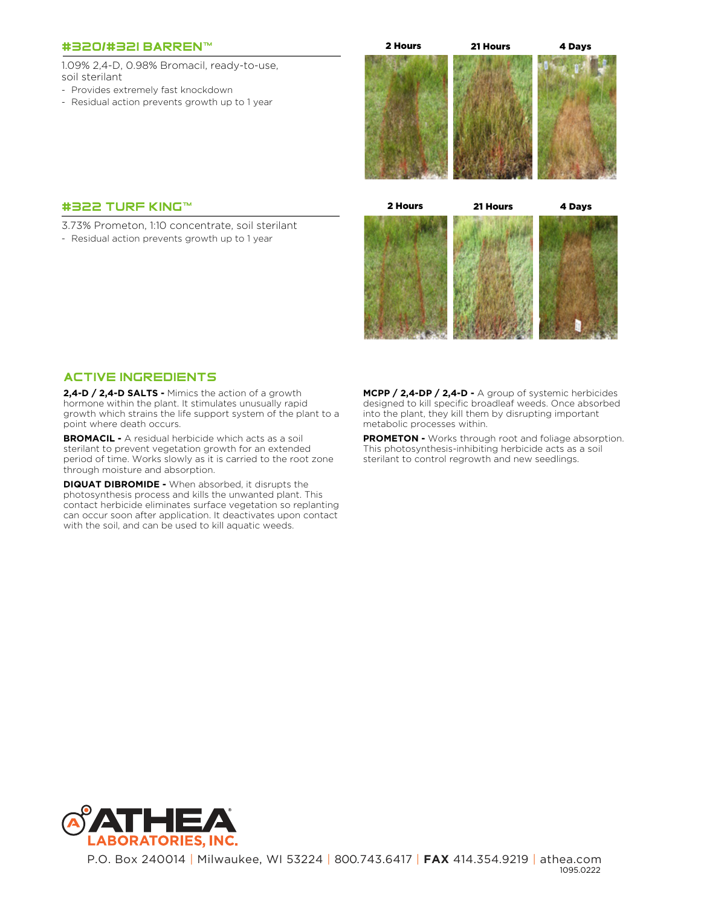## #320/#321 BARREN™

1.09% 2,4-D, 0.98% Bromacil, ready-to-use, soil sterilant

- Provides extremely fast knockdown
- Residual action prevents growth up to 1 year

2 Hours
21 Hours
4 Days

## #322 TURF KING™

3.73% Prometon, 1:10 concentrate, soil sterilant

- Residual action prevents growth up to 1 year

2 Hours
21 Hours
4 Days

## ACTIVE INGREDIENTS

**2,4-D / 2,4-D SALTS -** Mimics the action of a growth hormone within the plant. It stimulates unusually rapid growth which strains the life support system of the plant to a point where death occurs.

**BROMACIL -** A residual herbicide which acts as a soil sterilant to prevent vegetation growth for an extended period of time. Works slowly as it is carried to the root zone through moisture and absorption.

**DIQUAT DIBROMIDE -** When absorbed, it disrupts the photosynthesis process and kills the unwanted plant. This contact herbicide eliminates surface vegetation so replanting can occur soon after application. It deactivates upon contact with the soil, and can be used to kill aquatic weeds.

**MCPP / 2,4-DP / 2,4-D -** A group of systemic herbicides designed to kill specific broadleaf weeds. Once absorbed into the plant, they kill them by disrupting important metabolic processes within.

**PROMETON -** Works through root and foliage absorption. This photosynthesis-inhibiting herbicide acts as a soil sterilant to control regrowth and new seedlings.

ATHEA LABORATORIES, INC.

P.O. Box 240014 | Milwaukee, WI 53224 | 800.743.6417 | **FAX** 414.354.9219 | athea.com

1095.0222